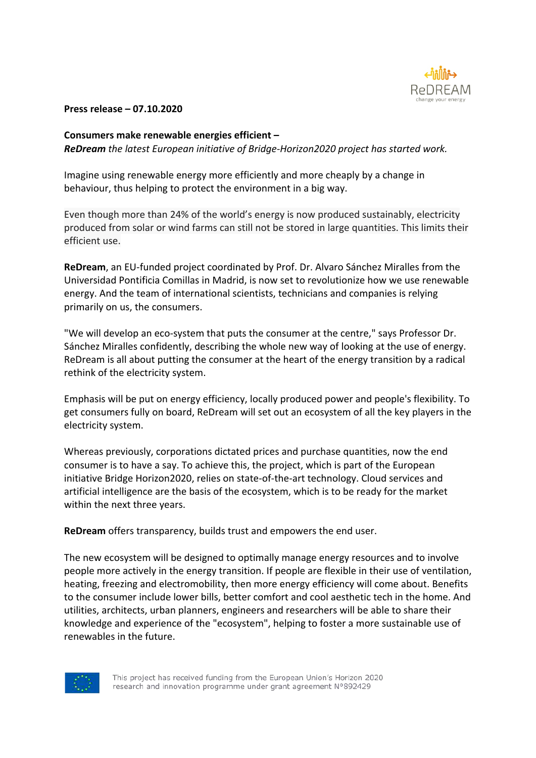**Press release – 07.10.2020**

**Consumers make renewable energies efficient –**
***ReDream*** *the latest European initiative of Bridge-Horizon2020 project has started work.*

Imagine using renewable energy more efficiently and more cheaply by a change in behaviour, thus helping to protect the environment in a big way.

Even though more than 24% of the world's energy is now produced sustainably, electricity produced from solar or wind farms can still not be stored in large quantities. This limits their efficient use.

**ReDream**, an EU-funded project coordinated by Prof. Dr. Alvaro Sánchez Miralles from the Universidad Pontificia Comillas in Madrid, is now set to revolutionize how we use renewable energy. And the team of international scientists, technicians and companies is relying primarily on us, the consumers.

"We will develop an eco-system that puts the consumer at the centre," says Professor Dr. Sánchez Miralles confidently, describing the whole new way of looking at the use of energy. ReDream is all about putting the consumer at the heart of the energy transition by a radical rethink of the electricity system.

Emphasis will be put on energy efficiency, locally produced power and people's flexibility. To get consumers fully on board, ReDream will set out an ecosystem of all the key players in the electricity system.

Whereas previously, corporations dictated prices and purchase quantities, now the end consumer is to have a say. To achieve this, the project, which is part of the European initiative Bridge Horizon2020, relies on state-of-the-art technology. Cloud services and artificial intelligence are the basis of the ecosystem, which is to be ready for the market within the next three years.

**ReDream** offers transparency, builds trust and empowers the end user.

The new ecosystem will be designed to optimally manage energy resources and to involve people more actively in the energy transition. If people are flexible in their use of ventilation, heating, freezing and electromobility, then more energy efficiency will come about. Benefits to the consumer include lower bills, better comfort and cool aesthetic tech in the home. And utilities, architects, urban planners, engineers and researchers will be able to share their knowledge and experience of the "ecosystem", helping to foster a more sustainable use of renewables in the future.

This project has received funding from the European Union's Horizon 2020 research and innovation programme under grant agreement N°892429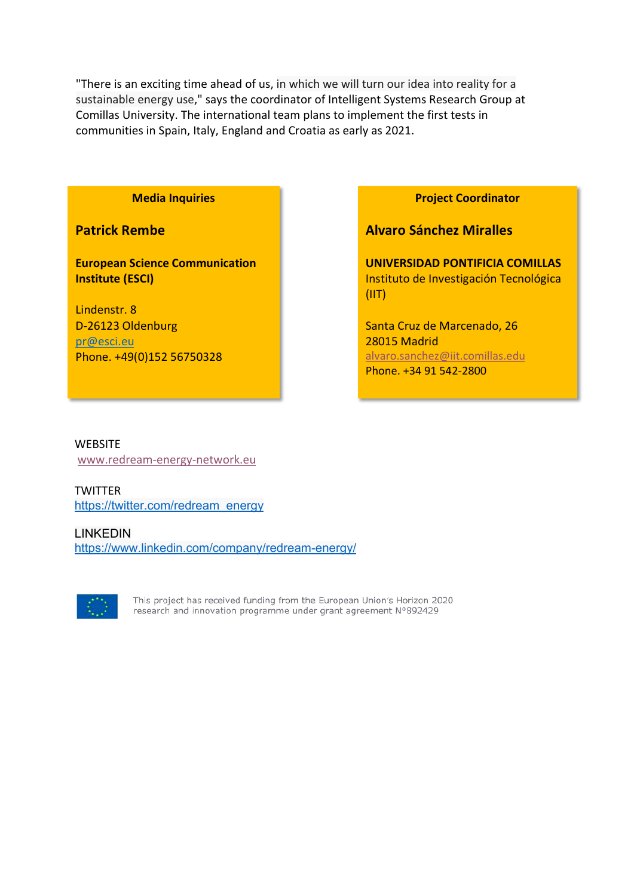"There is an exciting time ahead of us, in which we will turn our idea into reality for a sustainable energy use," says the coordinator of Intelligent Systems Research Group at Comillas University. The international team plans to implement the first tests in communities in Spain, Italy, England and Croatia as early as 2021.

**Media Inquiries**

**Patrick Rembe**

**European Science Communication Institute (ESCI)**

Lindenstr. 8
D-26123 Oldenburg
pr@esci.eu
Phone. +49(0)152 56750328

**Project Coordinator**

**Alvaro Sánchez Miralles**

**UNIVERSIDAD PONTIFICIA COMILLAS**
Instituto de Investigación Tecnológica (IIT)

Santa Cruz de Marcenado, 26
28015 Madrid
alvaro.sanchez@iit.comillas.edu
Phone. +34 91 542-2800

WEBSITE
www.redream-energy-network.eu

TWITTER
https://twitter.com/redream_energy

LINKEDIN
https://www.linkedin.com/company/redream-energy/

This project has received funding from the European Union's Horizon 2020 research and innovation programme under grant agreement N°892429